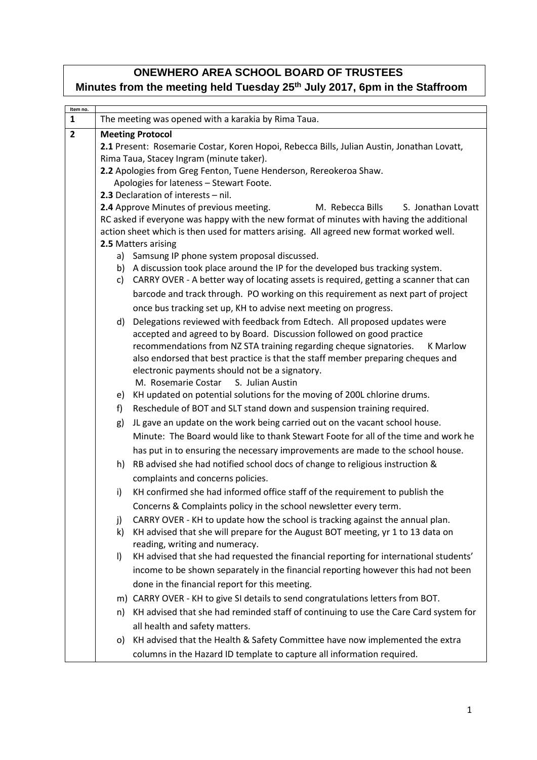# ONEWHERO AREA SCHOOL BOARD OF TRUSTEES

## Minutes from the meeting held Tuesday 25th July 2017, 6pm in the Staffroom

| Item no. | |
|---|---|
| 1 | The meeting was opened with a karakia by Rima Taua. |
| 2 | **Meeting Protocol**<br>**2.1** Present: Rosemarie Costar, Koren Hopoi, Rebecca Bills, Julian Austin, Jonathan Lovatt, Rima Taua, Stacey Ingram (minute taker).<br>**2.2** Apologies from Greg Fenton, Tuene Henderson, Rereokeroa Shaw.<br>Apologies for lateness – Stewart Foote.<br>**2.3** Declaration of interests – nil.<br>**2.4** Approve Minutes of previous meeting. M. Rebecca Bills S. Jonathan Lovatt<br>RC asked if everyone was happy with the new format of minutes with having the additional action sheet which is then used for matters arising. All agreed new format worked well.<br>**2.5** Matters arising<br>a) Samsung IP phone system proposal discussed.<br>b) A discussion took place around the IP for the developed bus tracking system.<br>c) CARRY OVER - A better way of locating assets is required, getting a scanner that can barcode and track through. PO working on this requirement as next part of project once bus tracking set up, KH to advise next meeting on progress.<br>d) Delegations reviewed with feedback from Edtech. All proposed updates were accepted and agreed to by Board. Discussion followed on good practice recommendations from NZ STA training regarding cheque signatories. K Marlow also endorsed that best practice is that the staff member preparing cheques and electronic payments should not be a signatory.<br>M. Rosemarie Costar S. Julian Austin<br>e) KH updated on potential solutions for the moving of 200L chlorine drums.<br>f) Reschedule of BOT and SLT stand down and suspension training required.<br>g) JL gave an update on the work being carried out on the vacant school house.<br>Minute: The Board would like to thank Stewart Foote for all of the time and work he has put in to ensuring the necessary improvements are made to the school house.<br>h) RB advised she had notified school docs of change to religious instruction & complaints and concerns policies.<br>i) KH confirmed she had informed office staff of the requirement to publish the Concerns & Complaints policy in the school newsletter every term.<br>j) CARRY OVER - KH to update how the school is tracking against the annual plan.<br>k) KH advised that she will prepare for the August BOT meeting, yr 1 to 13 data on reading, writing and numeracy.<br>l) KH advised that she had requested the financial reporting for international students' income to be shown separately in the financial reporting however this had not been done in the financial report for this meeting.<br>m) CARRY OVER - KH to give SI details to send congratulations letters from BOT.<br>n) KH advised that she had reminded staff of continuing to use the Care Card system for all health and safety matters.<br>o) KH advised that the Health & Safety Committee have now implemented the extra columns in the Hazard ID template to capture all information required. |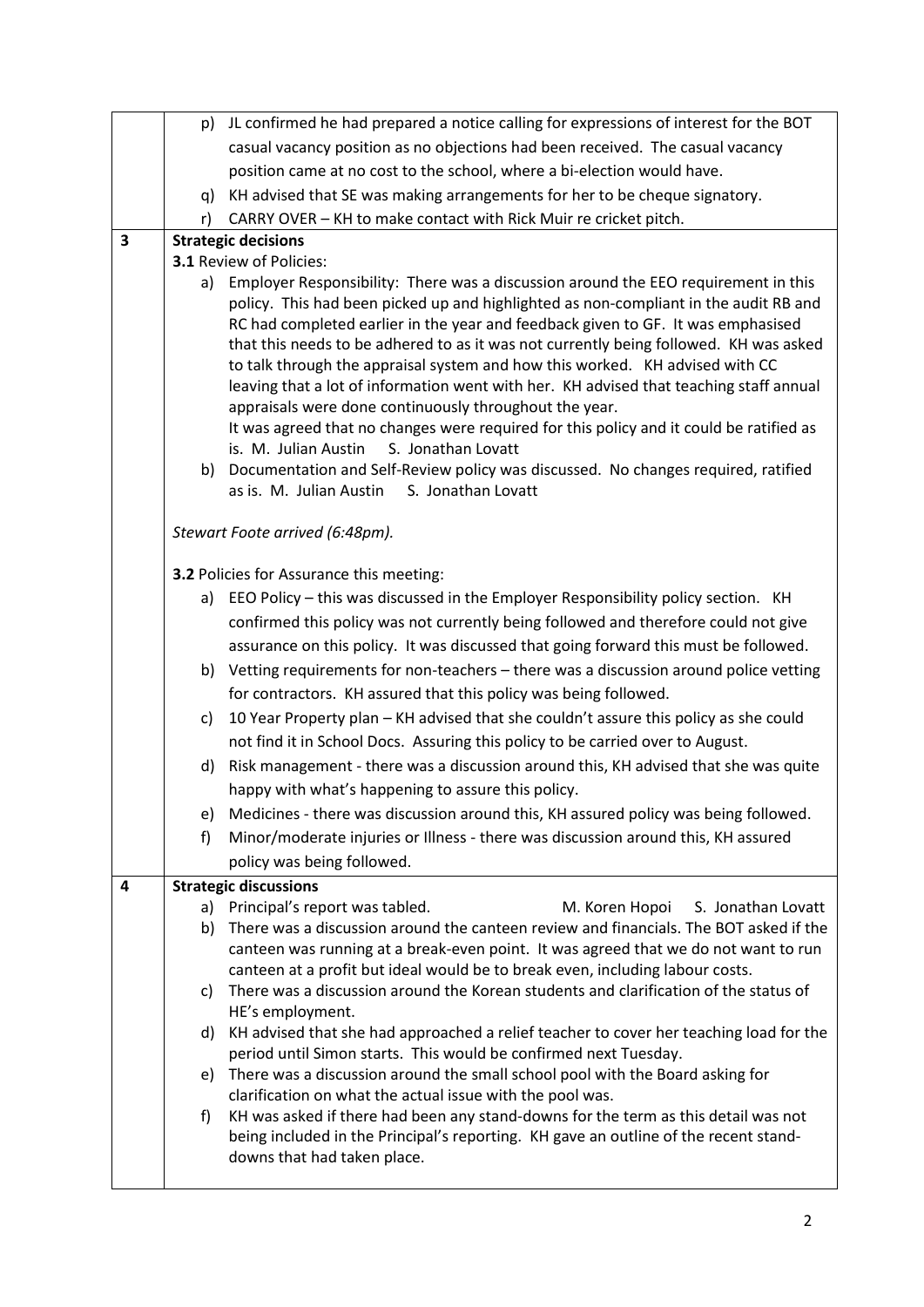| | |
|---|---|
| | p) JL confirmed he had prepared a notice calling for expressions of interest for the BOT casual vacancy position as no objections had been received. The casual vacancy position came at no cost to the school, where a bi-election would have.<br>q) KH advised that SE was making arrangements for her to be cheque signatory.<br>r) CARRY OVER – KH to make contact with Rick Muir re cricket pitch. |
| **3** | **Strategic decisions**<br>**3.1** Review of Policies:<br>a) Employer Responsibility: There was a discussion around the EEO requirement in this policy. This had been picked up and highlighted as non-compliant in the audit RB and RC had completed earlier in the year and feedback given to GF. It was emphasised that this needs to be adhered to as it was not currently being followed. KH was asked to talk through the appraisal system and how this worked. KH advised with CC leaving that a lot of information went with her. KH advised that teaching staff annual appraisals were done continuously throughout the year.<br>It was agreed that no changes were required for this policy and it could be ratified as is. M. Julian Austin S. Jonathan Lovatt<br>b) Documentation and Self-Review policy was discussed. No changes required, ratified as is. M. Julian Austin S. Jonathan Lovatt<br><br>*Stewart Foote arrived (6:48pm).*<br><br>**3.2** Policies for Assurance this meeting:<br>a) EEO Policy – this was discussed in the Employer Responsibility policy section. KH confirmed this policy was not currently being followed and therefore could not give assurance on this policy. It was discussed that going forward this must be followed.<br>b) Vetting requirements for non-teachers – there was a discussion around police vetting for contractors. KH assured that this policy was being followed.<br>c) 10 Year Property plan – KH advised that she couldn't assure this policy as she could not find it in School Docs. Assuring this policy to be carried over to August.<br>d) Risk management - there was a discussion around this, KH advised that she was quite happy with what's happening to assure this policy.<br>e) Medicines - there was discussion around this, KH assured policy was being followed.<br>f) Minor/moderate injuries or Illness - there was discussion around this, KH assured policy was being followed. |
| **4** | **Strategic discussions**<br>a) Principal's report was tabled. M. Koren Hopoi S. Jonathan Lovatt<br>b) There was a discussion around the canteen review and financials. The BOT asked if the canteen was running at a break-even point. It was agreed that we do not want to run canteen at a profit but ideal would be to break even, including labour costs.<br>c) There was a discussion around the Korean students and clarification of the status of HE's employment.<br>d) KH advised that she had approached a relief teacher to cover her teaching load for the period until Simon starts. This would be confirmed next Tuesday.<br>e) There was a discussion around the small school pool with the Board asking for clarification on what the actual issue with the pool was.<br>f) KH was asked if there had been any stand-downs for the term as this detail was not being included in the Principal's reporting. KH gave an outline of the recent stand-downs that had taken place. |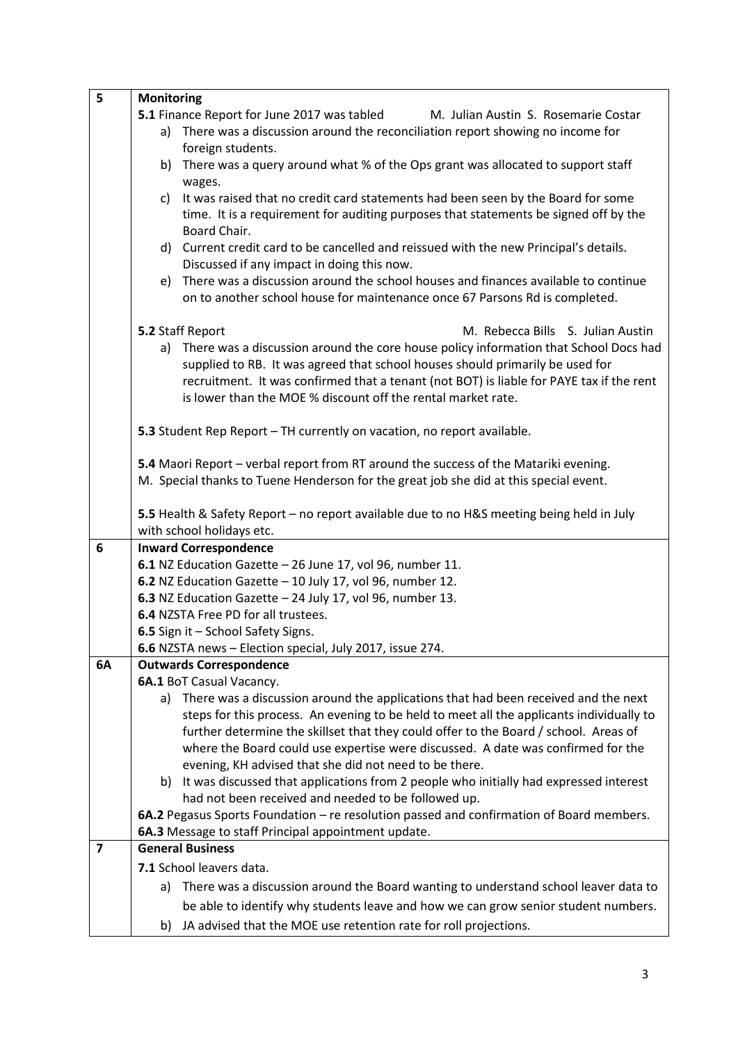| | |
|---|---|
| **5** | **Monitoring**<br>**5.1** Finance Report for June 2017 was tabled M. Julian Austin S. Rosemarie Costar<br>a) There was a discussion around the reconciliation report showing no income for foreign students.<br>b) There was a query around what % of the Ops grant was allocated to support staff wages.<br>c) It was raised that no credit card statements had been seen by the Board for some time. It is a requirement for auditing purposes that statements be signed off by the Board Chair.<br>d) Current credit card to be cancelled and reissued with the new Principal's details. Discussed if any impact in doing this now.<br>e) There was a discussion around the school houses and finances available to continue on to another school house for maintenance once 67 Parsons Rd is completed.<br><br>**5.2** Staff Report M. Rebecca Bills S. Julian Austin<br>a) There was a discussion around the core house policy information that School Docs had supplied to RB. It was agreed that school houses should primarily be used for recruitment. It was confirmed that a tenant (not BOT) is liable for PAYE tax if the rent is lower than the MOE % discount off the rental market rate.<br><br>**5.3** Student Rep Report – TH currently on vacation, no report available.<br><br>**5.4** Maori Report – verbal report from RT around the success of the Matariki evening.<br>M. Special thanks to Tuene Henderson for the great job she did at this special event.<br><br>**5.5** Health & Safety Report – no report available due to no H&S meeting being held in July with school holidays etc. |
| **6** | **Inward Correspondence**<br>**6.1** NZ Education Gazette – 26 June 17, vol 96, number 11.<br>**6.2** NZ Education Gazette – 10 July 17, vol 96, number 12.<br>**6.3** NZ Education Gazette – 24 July 17, vol 96, number 13.<br>**6.4** NZSTA Free PD for all trustees.<br>**6.5** Sign it – School Safety Signs.<br>**6.6** NZSTA news – Election special, July 2017, issue 274. |
| **6A** | **Outwards Correspondence**<br>**6A.1** BoT Casual Vacancy.<br>a) There was a discussion around the applications that had been received and the next steps for this process. An evening to be held to meet all the applicants individually to further determine the skillset that they could offer to the Board / school. Areas of where the Board could use expertise were discussed. A date was confirmed for the evening, KH advised that she did not need to be there.<br>b) It was discussed that applications from 2 people who initially had expressed interest had not been received and needed to be followed up.<br>**6A.2** Pegasus Sports Foundation – re resolution passed and confirmation of Board members.<br>**6A.3** Message to staff Principal appointment update. |
| **7** | **General Business**<br>**7.1** School leavers data.<br>a) There was a discussion around the Board wanting to understand school leaver data to be able to identify why students leave and how we can grow senior student numbers.<br>b) JA advised that the MOE use retention rate for roll projections. |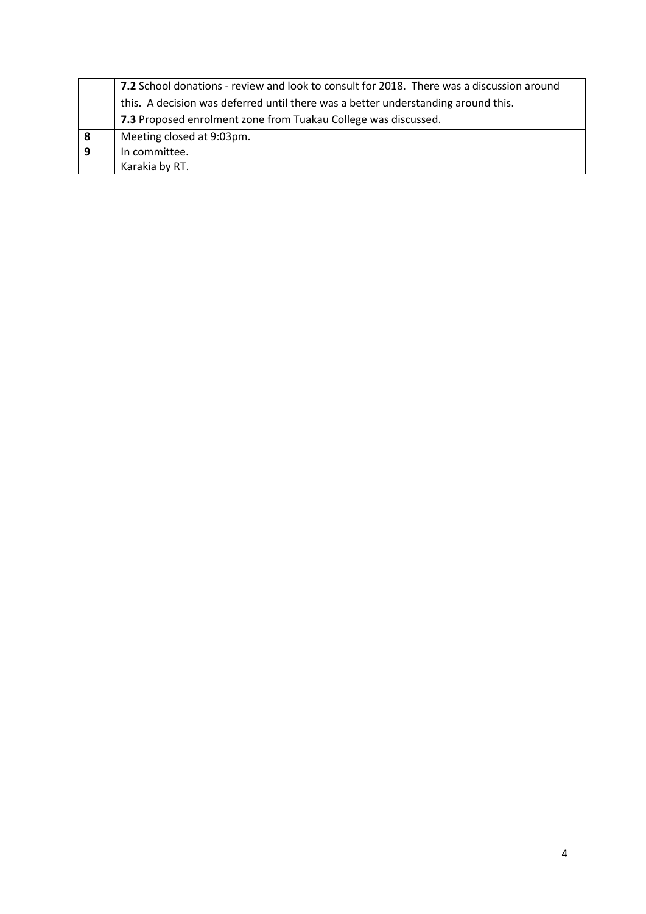| | |
|---|---|
| | **7.2** School donations - review and look to consult for 2018. There was a discussion around this. A decision was deferred until there was a better understanding around this.<br>**7.3** Proposed enrolment zone from Tuakau College was discussed. |
| **8** | Meeting closed at 9:03pm. |
| **9** | In committee.<br>Karakia by RT. |